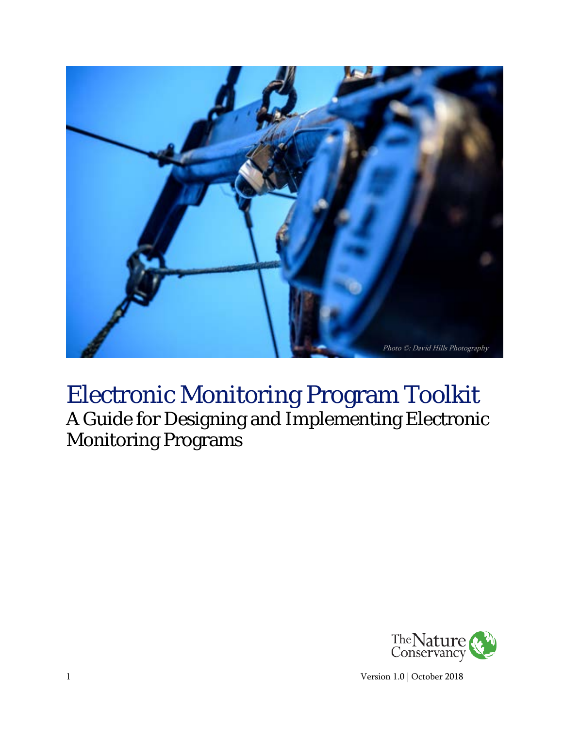Photo ©: David Hills Photography

# Electronic Monitoring Program Toolkit

## A Guide for Designing and Implementing Electronic Monitoring Programs

The Nature Conservancy

Version 1.0 | October 2018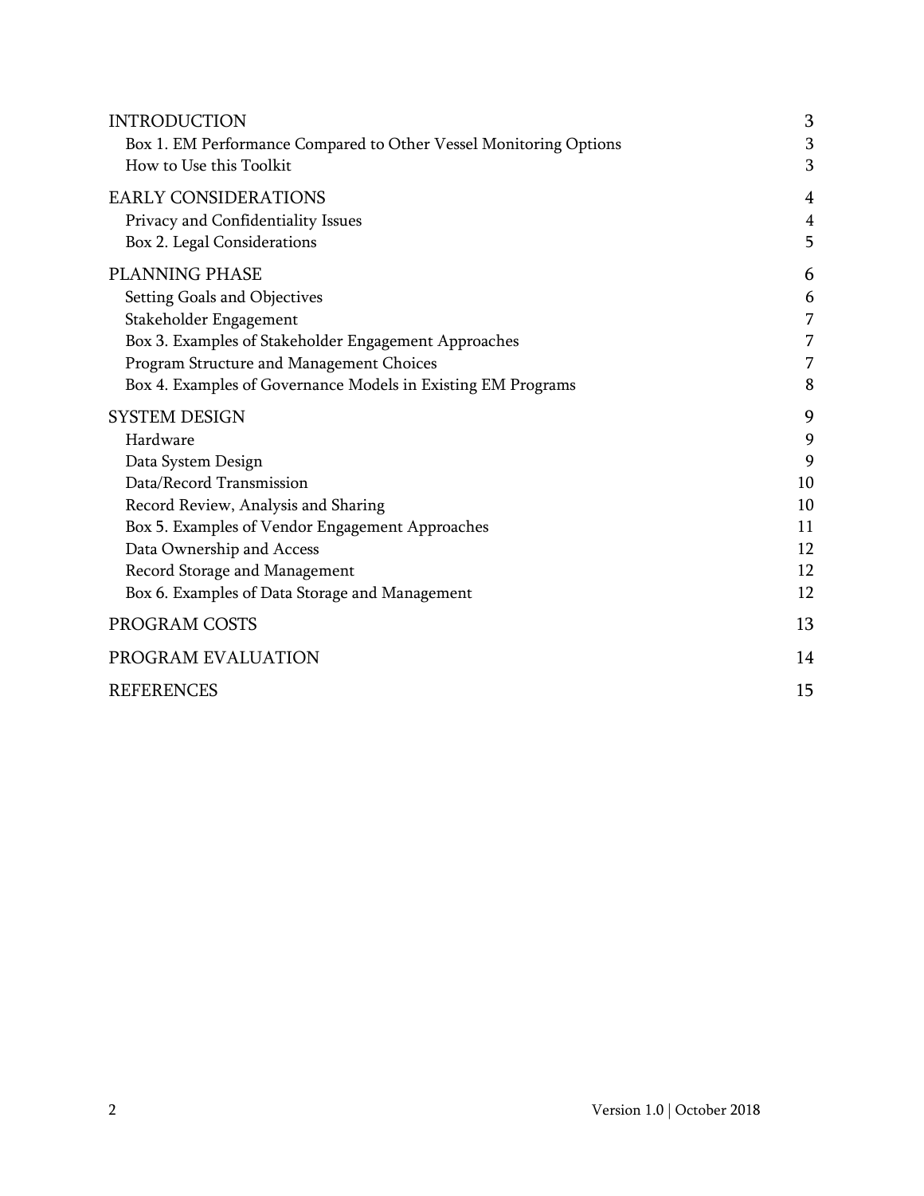| | |
|---|---|
| INTRODUCTION | 3 |
| Box 1. EM Performance Compared to Other Vessel Monitoring Options | 3 |
| How to Use this Toolkit | 3 |
| EARLY CONSIDERATIONS | 4 |
| Privacy and Confidentiality Issues | 4 |
| Box 2. Legal Considerations | 5 |
| PLANNING PHASE | 6 |
| Setting Goals and Objectives | 6 |
| Stakeholder Engagement | 7 |
| Box 3. Examples of Stakeholder Engagement Approaches | 7 |
| Program Structure and Management Choices | 7 |
| Box 4. Examples of Governance Models in Existing EM Programs | 8 |
| SYSTEM DESIGN | 9 |
| Hardware | 9 |
| Data System Design | 9 |
| Data/Record Transmission | 10 |
| Record Review, Analysis and Sharing | 10 |
| Box 5. Examples of Vendor Engagement Approaches | 11 |
| Data Ownership and Access | 12 |
| Record Storage and Management | 12 |
| Box 6. Examples of Data Storage and Management | 12 |
| PROGRAM COSTS | 13 |
| PROGRAM EVALUATION | 14 |
| REFERENCES | 15 |

Version 1.0 | October 2018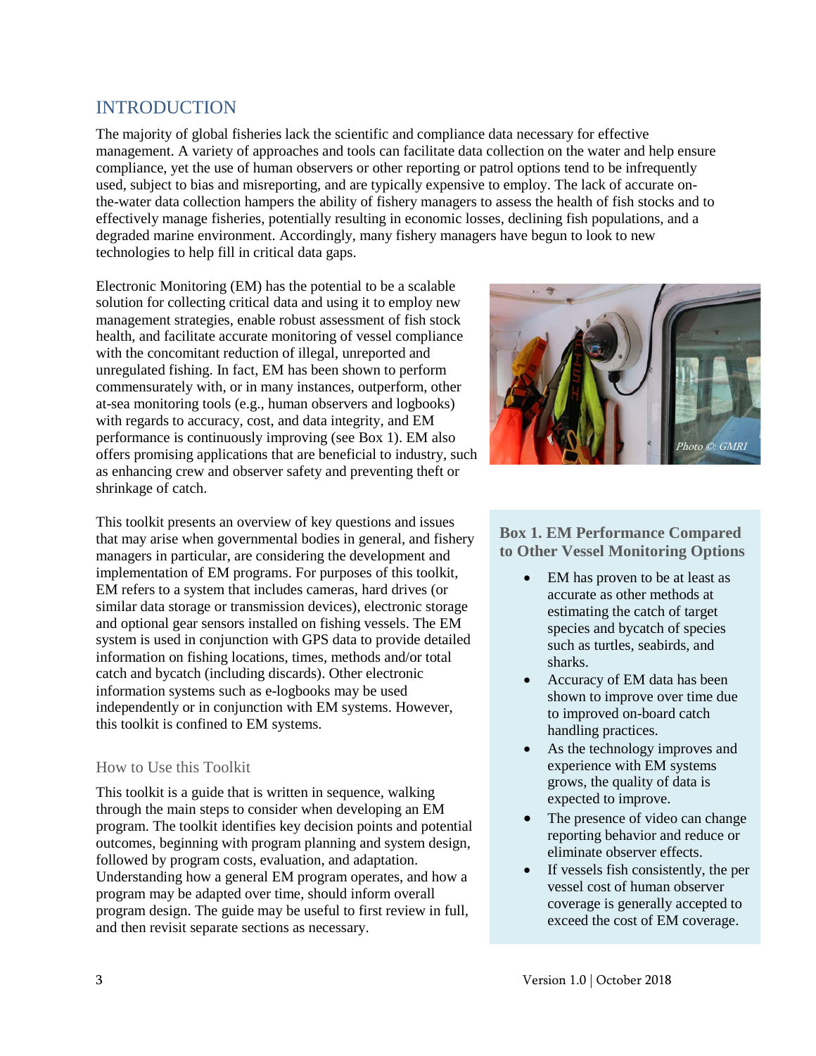## INTRODUCTION

The majority of global fisheries lack the scientific and compliance data necessary for effective management. A variety of approaches and tools can facilitate data collection on the water and help ensure compliance, yet the use of human observers or other reporting or patrol options tend to be infrequently used, subject to bias and misreporting, and are typically expensive to employ. The lack of accurate on-the-water data collection hampers the ability of fishery managers to assess the health of fish stocks and to effectively manage fisheries, potentially resulting in economic losses, declining fish populations, and a degraded marine environment. Accordingly, many fishery managers have begun to look to new technologies to help fill in critical data gaps.

Electronic Monitoring (EM) has the potential to be a scalable solution for collecting critical data and using it to employ new management strategies, enable robust assessment of fish stock health, and facilitate accurate monitoring of vessel compliance with the concomitant reduction of illegal, unreported and unregulated fishing. In fact, EM has been shown to perform commensurately with, or in many instances, outperform, other at-sea monitoring tools (e.g., human observers and logbooks) with regards to accuracy, cost, and data integrity, and EM performance is continuously improving (see Box 1). EM also offers promising applications that are beneficial to industry, such as enhancing crew and observer safety and preventing theft or shrinkage of catch.

*Photo ©: GMRI*

This toolkit presents an overview of key questions and issues that may arise when governmental bodies in general, and fishery managers in particular, are considering the development and implementation of EM programs. For purposes of this toolkit, EM refers to a system that includes cameras, hard drives (or similar data storage or transmission devices), electronic storage and optional gear sensors installed on fishing vessels. The EM system is used in conjunction with GPS data to provide detailed information on fishing locations, times, methods and/or total catch and bycatch (including discards). Other electronic information systems such as e-logbooks may be used independently or in conjunction with EM systems. However, this toolkit is confined to EM systems.

### How to Use this Toolkit

This toolkit is a guide that is written in sequence, walking through the main steps to consider when developing an EM program. The toolkit identifies key decision points and potential outcomes, beginning with program planning and system design, followed by program costs, evaluation, and adaptation. Understanding how a general EM program operates, and how a program may be adapted over time, should inform overall program design. The guide may be useful to first review in full, and then revisit separate sections as necessary.

> **Box 1. EM Performance Compared to Other Vessel Monitoring Options**
>
> - EM has proven to be at least as accurate as other methods at estimating the catch of target species and bycatch of species such as turtles, seabirds, and sharks.
> - Accuracy of EM data has been shown to improve over time due to improved on-board catch handling practices.
> - As the technology improves and experience with EM systems grows, the quality of data is expected to improve.
> - The presence of video can change reporting behavior and reduce or eliminate observer effects.
> - If vessels fish consistently, the per vessel cost of human observer coverage is generally accepted to exceed the cost of EM coverage.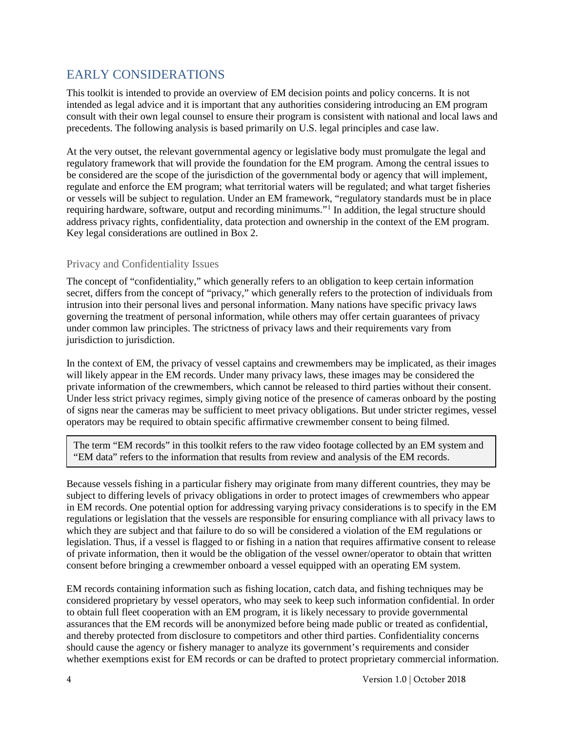## EARLY CONSIDERATIONS

This toolkit is intended to provide an overview of EM decision points and policy concerns. It is not intended as legal advice and it is important that any authorities considering introducing an EM program consult with their own legal counsel to ensure their program is consistent with national and local laws and precedents. The following analysis is based primarily on U.S. legal principles and case law.

At the very outset, the relevant governmental agency or legislative body must promulgate the legal and regulatory framework that will provide the foundation for the EM program. Among the central issues to be considered are the scope of the jurisdiction of the governmental body or agency that will implement, regulate and enforce the EM program; what territorial waters will be regulated; and what target fisheries or vessels will be subject to regulation. Under an EM framework, "regulatory standards must be in place requiring hardware, software, output and recording minimums."[1] In addition, the legal structure should address privacy rights, confidentiality, data protection and ownership in the context of the EM program. Key legal considerations are outlined in Box 2.

### Privacy and Confidentiality Issues

The concept of "confidentiality," which generally refers to an obligation to keep certain information secret, differs from the concept of "privacy," which generally refers to the protection of individuals from intrusion into their personal lives and personal information. Many nations have specific privacy laws governing the treatment of personal information, while others may offer certain guarantees of privacy under common law principles. The strictness of privacy laws and their requirements vary from jurisdiction to jurisdiction.

In the context of EM, the privacy of vessel captains and crewmembers may be implicated, as their images will likely appear in the EM records. Under many privacy laws, these images may be considered the private information of the crewmembers, which cannot be released to third parties without their consent. Under less strict privacy regimes, simply giving notice of the presence of cameras onboard by the posting of signs near the cameras may be sufficient to meet privacy obligations. But under stricter regimes, vessel operators may be required to obtain specific affirmative crewmember consent to being filmed.

> The term "EM records" in this toolkit refers to the raw video footage collected by an EM system and "EM data" refers to the information that results from review and analysis of the EM records.

Because vessels fishing in a particular fishery may originate from many different countries, they may be subject to differing levels of privacy obligations in order to protect images of crewmembers who appear in EM records. One potential option for addressing varying privacy considerations is to specify in the EM regulations or legislation that the vessels are responsible for ensuring compliance with all privacy laws to which they are subject and that failure to do so will be considered a violation of the EM regulations or legislation. Thus, if a vessel is flagged to or fishing in a nation that requires affirmative consent to release of private information, then it would be the obligation of the vessel owner/operator to obtain that written consent before bringing a crewmember onboard a vessel equipped with an operating EM system.

EM records containing information such as fishing location, catch data, and fishing techniques may be considered proprietary by vessel operators, who may seek to keep such information confidential. In order to obtain full fleet cooperation with an EM program, it is likely necessary to provide governmental assurances that the EM records will be anonymized before being made public or treated as confidential, and thereby protected from disclosure to competitors and other third parties. Confidentiality concerns should cause the agency or fishery manager to analyze its government's requirements and consider whether exemptions exist for EM records or can be drafted to protect proprietary commercial information.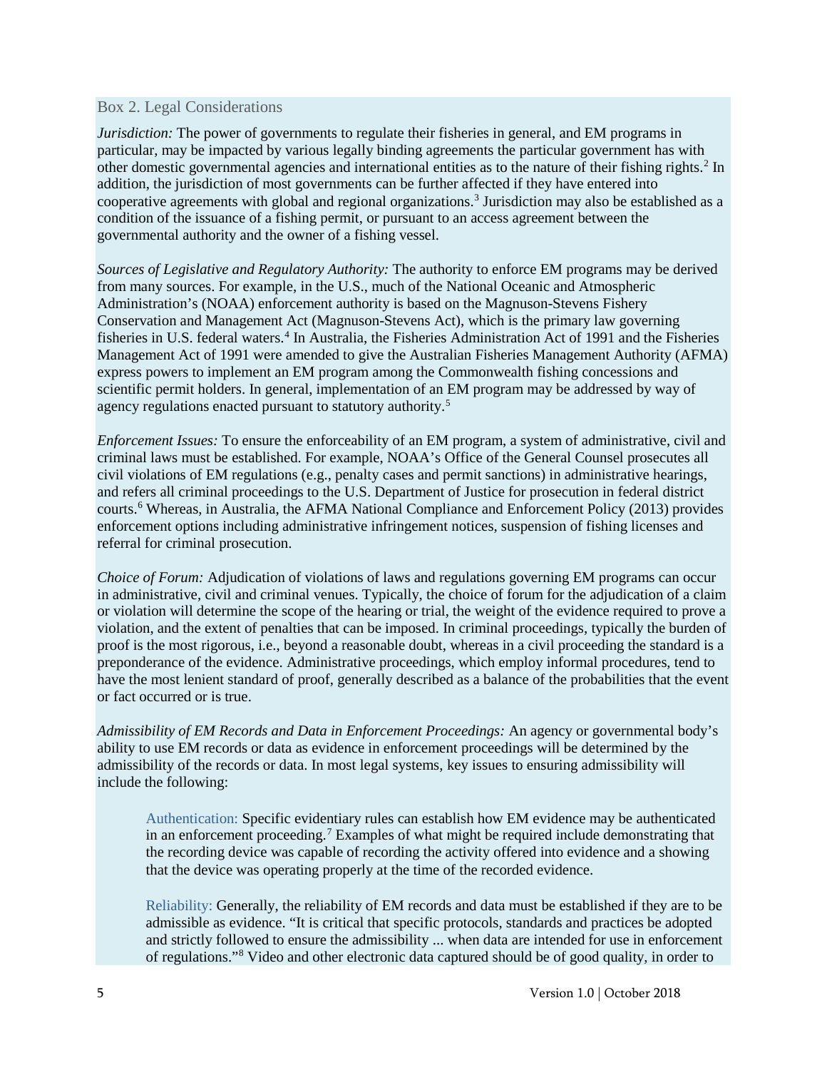### Box 2. Legal Considerations

*Jurisdiction:* The power of governments to regulate their fisheries in general, and EM programs in particular, may be impacted by various legally binding agreements the particular government has with other domestic governmental agencies and international entities as to the nature of their fishing rights.[2] In addition, the jurisdiction of most governments can be further affected if they have entered into cooperative agreements with global and regional organizations.[3] Jurisdiction may also be established as a condition of the issuance of a fishing permit, or pursuant to an access agreement between the governmental authority and the owner of a fishing vessel.

*Sources of Legislative and Regulatory Authority:* The authority to enforce EM programs may be derived from many sources. For example, in the U.S., much of the National Oceanic and Atmospheric Administration's (NOAA) enforcement authority is based on the Magnuson-Stevens Fishery Conservation and Management Act (Magnuson-Stevens Act), which is the primary law governing fisheries in U.S. federal waters.[4] In Australia, the Fisheries Administration Act of 1991 and the Fisheries Management Act of 1991 were amended to give the Australian Fisheries Management Authority (AFMA) express powers to implement an EM program among the Commonwealth fishing concessions and scientific permit holders. In general, implementation of an EM program may be addressed by way of agency regulations enacted pursuant to statutory authority.[5]

*Enforcement Issues:* To ensure the enforceability of an EM program, a system of administrative, civil and criminal laws must be established. For example, NOAA's Office of the General Counsel prosecutes all civil violations of EM regulations (e.g., penalty cases and permit sanctions) in administrative hearings, and refers all criminal proceedings to the U.S. Department of Justice for prosecution in federal district courts.[6] Whereas, in Australia, the AFMA National Compliance and Enforcement Policy (2013) provides enforcement options including administrative infringement notices, suspension of fishing licenses and referral for criminal prosecution.

*Choice of Forum:* Adjudication of violations of laws and regulations governing EM programs can occur in administrative, civil and criminal venues. Typically, the choice of forum for the adjudication of a claim or violation will determine the scope of the hearing or trial, the weight of the evidence required to prove a violation, and the extent of penalties that can be imposed. In criminal proceedings, typically the burden of proof is the most rigorous, i.e., beyond a reasonable doubt, whereas in a civil proceeding the standard is a preponderance of the evidence. Administrative proceedings, which employ informal procedures, tend to have the most lenient standard of proof, generally described as a balance of the probabilities that the event or fact occurred or is true.

*Admissibility of EM Records and Data in Enforcement Proceedings:* An agency or governmental body's ability to use EM records or data as evidence in enforcement proceedings will be determined by the admissibility of the records or data. In most legal systems, key issues to ensuring admissibility will include the following:

> Authentication: Specific evidentiary rules can establish how EM evidence may be authenticated in an enforcement proceeding.[7] Examples of what might be required include demonstrating that the recording device was capable of recording the activity offered into evidence and a showing that the device was operating properly at the time of the recorded evidence.
>
> Reliability: Generally, the reliability of EM records and data must be established if they are to be admissible as evidence. "It is critical that specific protocols, standards and practices be adopted and strictly followed to ensure the admissibility ... when data are intended for use in enforcement of regulations."[8] Video and other electronic data captured should be of good quality, in order to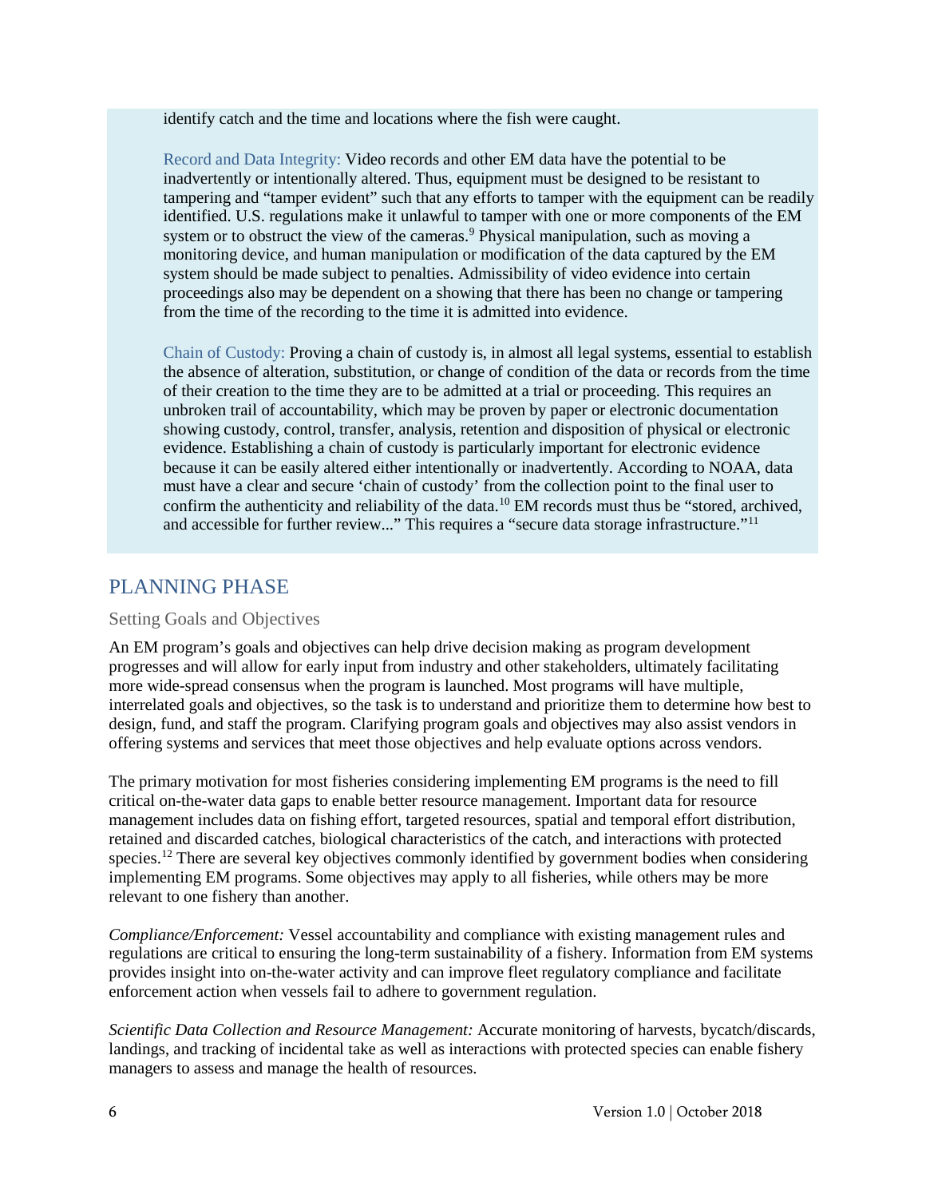identify catch and the time and locations where the fish were caught.

Record and Data Integrity: Video records and other EM data have the potential to be inadvertently or intentionally altered. Thus, equipment must be designed to be resistant to tampering and "tamper evident" such that any efforts to tamper with the equipment can be readily identified. U.S. regulations make it unlawful to tamper with one or more components of the EM system or to obstruct the view of the cameras.[9] Physical manipulation, such as moving a monitoring device, and human manipulation or modification of the data captured by the EM system should be made subject to penalties. Admissibility of video evidence into certain proceedings also may be dependent on a showing that there has been no change or tampering from the time of the recording to the time it is admitted into evidence.

Chain of Custody: Proving a chain of custody is, in almost all legal systems, essential to establish the absence of alteration, substitution, or change of condition of the data or records from the time of their creation to the time they are to be admitted at a trial or proceeding. This requires an unbroken trail of accountability, which may be proven by paper or electronic documentation showing custody, control, transfer, analysis, retention and disposition of physical or electronic evidence. Establishing a chain of custody is particularly important for electronic evidence because it can be easily altered either intentionally or inadvertently. According to NOAA, data must have a clear and secure 'chain of custody' from the collection point to the final user to confirm the authenticity and reliability of the data.[10] EM records must thus be "stored, archived, and accessible for further review..." This requires a "secure data storage infrastructure."[11]

## PLANNING PHASE

### Setting Goals and Objectives

An EM program's goals and objectives can help drive decision making as program development progresses and will allow for early input from industry and other stakeholders, ultimately facilitating more wide-spread consensus when the program is launched. Most programs will have multiple, interrelated goals and objectives, so the task is to understand and prioritize them to determine how best to design, fund, and staff the program. Clarifying program goals and objectives may also assist vendors in offering systems and services that meet those objectives and help evaluate options across vendors.

The primary motivation for most fisheries considering implementing EM programs is the need to fill critical on-the-water data gaps to enable better resource management. Important data for resource management includes data on fishing effort, targeted resources, spatial and temporal effort distribution, retained and discarded catches, biological characteristics of the catch, and interactions with protected species.[12] There are several key objectives commonly identified by government bodies when considering implementing EM programs. Some objectives may apply to all fisheries, while others may be more relevant to one fishery than another.

*Compliance/Enforcement:* Vessel accountability and compliance with existing management rules and regulations are critical to ensuring the long-term sustainability of a fishery. Information from EM systems provides insight into on-the-water activity and can improve fleet regulatory compliance and facilitate enforcement action when vessels fail to adhere to government regulation.

*Scientific Data Collection and Resource Management:* Accurate monitoring of harvests, bycatch/discards, landings, and tracking of incidental take as well as interactions with protected species can enable fishery managers to assess and manage the health of resources.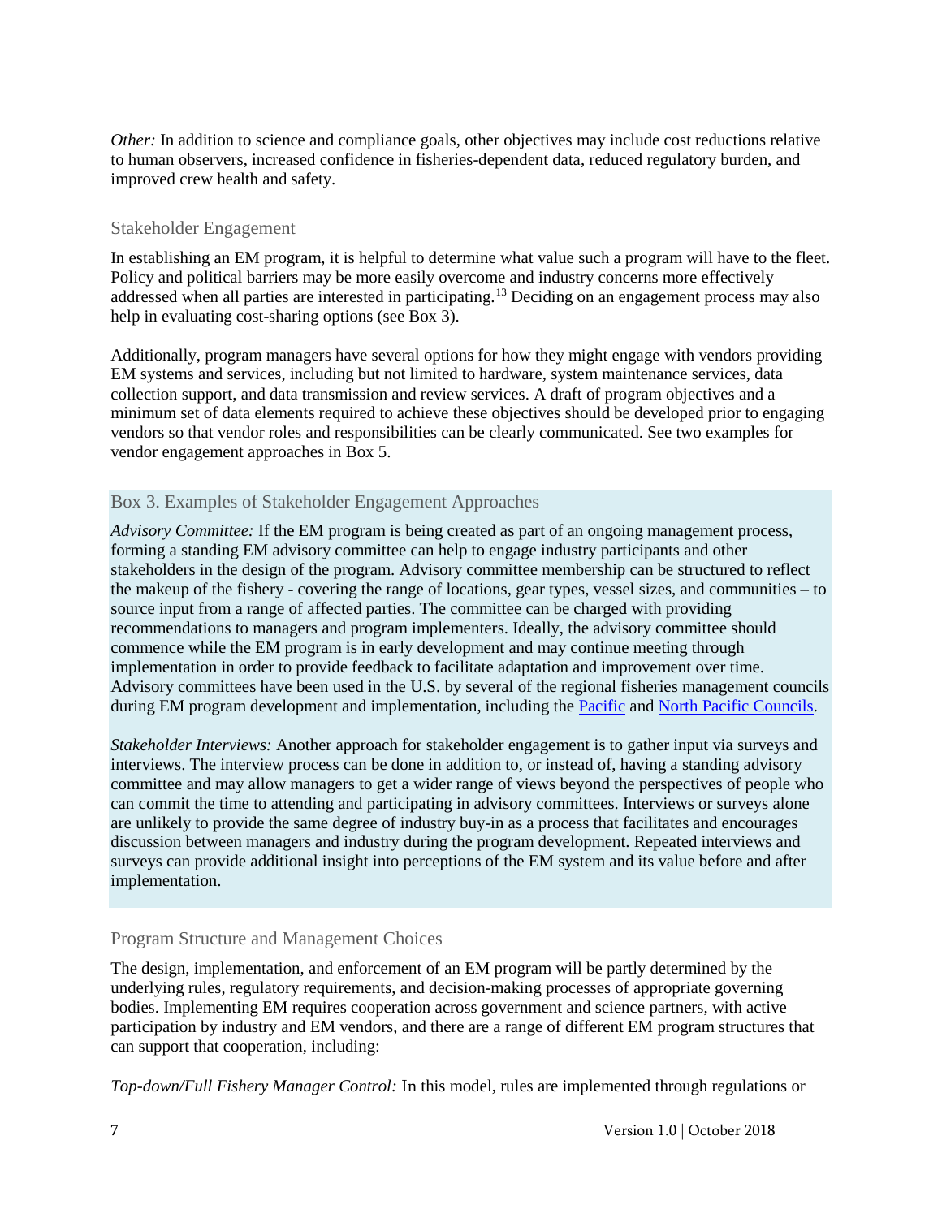*Other:* In addition to science and compliance goals, other objectives may include cost reductions relative to human observers, increased confidence in fisheries-dependent data, reduced regulatory burden, and improved crew health and safety.

### Stakeholder Engagement

In establishing an EM program, it is helpful to determine what value such a program will have to the fleet. Policy and political barriers may be more easily overcome and industry concerns more effectively addressed when all parties are interested in participating.[13] Deciding on an engagement process may also help in evaluating cost-sharing options (see Box 3).

Additionally, program managers have several options for how they might engage with vendors providing EM systems and services, including but not limited to hardware, system maintenance services, data collection support, and data transmission and review services. A draft of program objectives and a minimum set of data elements required to achieve these objectives should be developed prior to engaging vendors so that vendor roles and responsibilities can be clearly communicated. See two examples for vendor engagement approaches in Box 5.

### Box 3. Examples of Stakeholder Engagement Approaches

*Advisory Committee:* If the EM program is being created as part of an ongoing management process, forming a standing EM advisory committee can help to engage industry participants and other stakeholders in the design of the program. Advisory committee membership can be structured to reflect the makeup of the fishery - covering the range of locations, gear types, vessel sizes, and communities – to source input from a range of affected parties. The committee can be charged with providing recommendations to managers and program implementers. Ideally, the advisory committee should commence while the EM program is in early development and may continue meeting through implementation in order to provide feedback to facilitate adaptation and improvement over time. Advisory committees have been used in the U.S. by several of the regional fisheries management councils during EM program development and implementation, including the Pacific and North Pacific Councils.

*Stakeholder Interviews:* Another approach for stakeholder engagement is to gather input via surveys and interviews. The interview process can be done in addition to, or instead of, having a standing advisory committee and may allow managers to get a wider range of views beyond the perspectives of people who can commit the time to attending and participating in advisory committees. Interviews or surveys alone are unlikely to provide the same degree of industry buy-in as a process that facilitates and encourages discussion between managers and industry during the program development. Repeated interviews and surveys can provide additional insight into perceptions of the EM system and its value before and after implementation.

### Program Structure and Management Choices

The design, implementation, and enforcement of an EM program will be partly determined by the underlying rules, regulatory requirements, and decision-making processes of appropriate governing bodies. Implementing EM requires cooperation across government and science partners, with active participation by industry and EM vendors, and there are a range of different EM program structures that can support that cooperation, including:

*Top-down/Full Fishery Manager Control:* In this model, rules are implemented through regulations or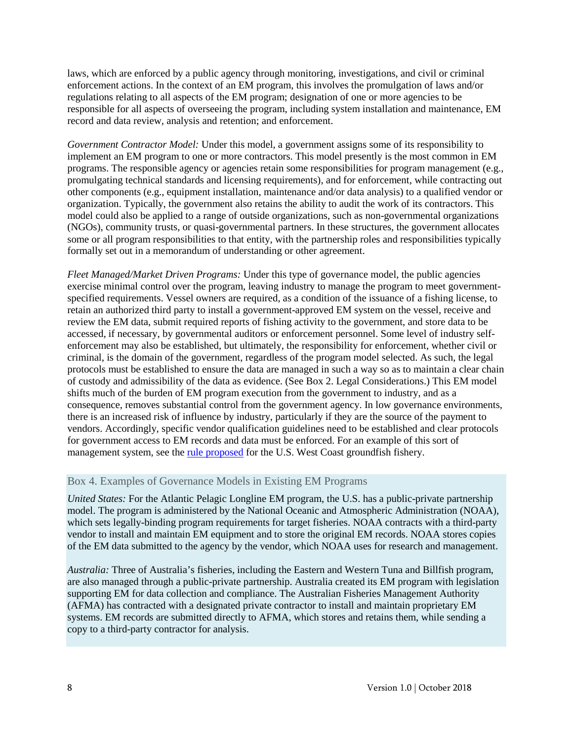laws, which are enforced by a public agency through monitoring, investigations, and civil or criminal enforcement actions. In the context of an EM program, this involves the promulgation of laws and/or regulations relating to all aspects of the EM program; designation of one or more agencies to be responsible for all aspects of overseeing the program, including system installation and maintenance, EM record and data review, analysis and retention; and enforcement.

*Government Contractor Model:* Under this model, a government assigns some of its responsibility to implement an EM program to one or more contractors. This model presently is the most common in EM programs. The responsible agency or agencies retain some responsibilities for program management (e.g., promulgating technical standards and licensing requirements), and for enforcement, while contracting out other components (e.g., equipment installation, maintenance and/or data analysis) to a qualified vendor or organization. Typically, the government also retains the ability to audit the work of its contractors. This model could also be applied to a range of outside organizations, such as non-governmental organizations (NGOs), community trusts, or quasi-governmental partners. In these structures, the government allocates some or all program responsibilities to that entity, with the partnership roles and responsibilities typically formally set out in a memorandum of understanding or other agreement.

*Fleet Managed/Market Driven Programs:* Under this type of governance model, the public agencies exercise minimal control over the program, leaving industry to manage the program to meet government-specified requirements. Vessel owners are required, as a condition of the issuance of a fishing license, to retain an authorized third party to install a government-approved EM system on the vessel, receive and review the EM data, submit required reports of fishing activity to the government, and store data to be accessed, if necessary, by governmental auditors or enforcement personnel. Some level of industry self-enforcement may also be established, but ultimately, the responsibility for enforcement, whether civil or criminal, is the domain of the government, regardless of the program model selected. As such, the legal protocols must be established to ensure the data are managed in such a way so as to maintain a clear chain of custody and admissibility of the data as evidence. (See Box 2. Legal Considerations.) This EM model shifts much of the burden of EM program execution from the government to industry, and as a consequence, removes substantial control from the government agency. In low governance environments, there is an increased risk of influence by industry, particularly if they are the source of the payment to vendors. Accordingly, specific vendor qualification guidelines need to be established and clear protocols for government access to EM records and data must be enforced. For an example of this sort of management system, see the rule proposed for the U.S. West Coast groundfish fishery.

### Box 4. Examples of Governance Models in Existing EM Programs

*United States:* For the Atlantic Pelagic Longline EM program, the U.S. has a public-private partnership model. The program is administered by the National Oceanic and Atmospheric Administration (NOAA), which sets legally-binding program requirements for target fisheries. NOAA contracts with a third-party vendor to install and maintain EM equipment and to store the original EM records. NOAA stores copies of the EM data submitted to the agency by the vendor, which NOAA uses for research and management.

*Australia:* Three of Australia's fisheries, including the Eastern and Western Tuna and Billfish program, are also managed through a public-private partnership. Australia created its EM program with legislation supporting EM for data collection and compliance. The Australian Fisheries Management Authority (AFMA) has contracted with a designated private contractor to install and maintain proprietary EM systems. EM records are submitted directly to AFMA, which stores and retains them, while sending a copy to a third-party contractor for analysis.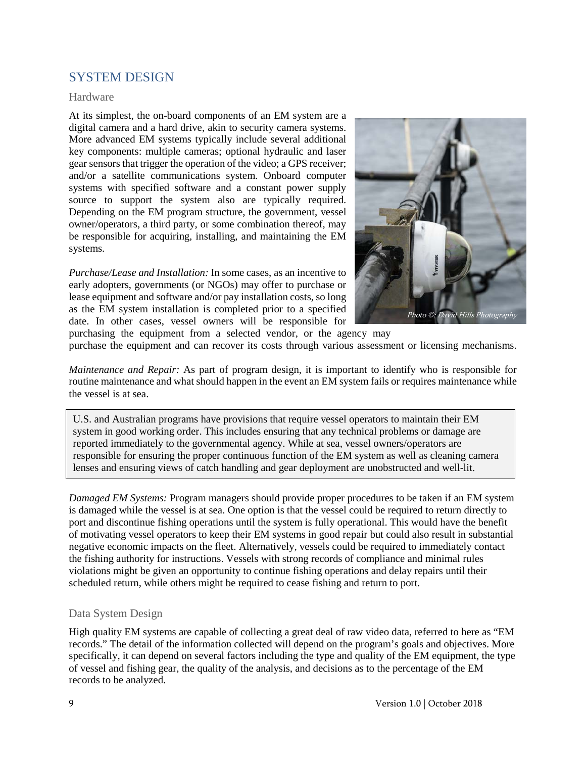## SYSTEM DESIGN

### Hardware

At its simplest, the on-board components of an EM system are a digital camera and a hard drive, akin to security camera systems. More advanced EM systems typically include several additional key components: multiple cameras; optional hydraulic and laser gear sensors that trigger the operation of the video; a GPS receiver; and/or a satellite communications system. Onboard computer systems with specified software and a constant power supply source to support the system also are typically required. Depending on the EM program structure, the government, vessel owner/operators, a third party, or some combination thereof, may be responsible for acquiring, installing, and maintaining the EM systems.

Photo ©: David Hills Photography

*Purchase/Lease and Installation:* In some cases, as an incentive to early adopters, governments (or NGOs) may offer to purchase or lease equipment and software and/or pay installation costs, so long as the EM system installation is completed prior to a specified date. In other cases, vessel owners will be responsible for purchasing the equipment from a selected vendor, or the agency may purchase the equipment and can recover its costs through various assessment or licensing mechanisms.

*Maintenance and Repair:* As part of program design, it is important to identify who is responsible for routine maintenance and what should happen in the event an EM system fails or requires maintenance while the vessel is at sea.

> U.S. and Australian programs have provisions that require vessel operators to maintain their EM system in good working order. This includes ensuring that any technical problems or damage are reported immediately to the governmental agency. While at sea, vessel owners/operators are responsible for ensuring the proper continuous function of the EM system as well as cleaning camera lenses and ensuring views of catch handling and gear deployment are unobstructed and well-lit.

*Damaged EM Systems:* Program managers should provide proper procedures to be taken if an EM system is damaged while the vessel is at sea. One option is that the vessel could be required to return directly to port and discontinue fishing operations until the system is fully operational. This would have the benefit of motivating vessel operators to keep their EM systems in good repair but could also result in substantial negative economic impacts on the fleet. Alternatively, vessels could be required to immediately contact the fishing authority for instructions. Vessels with strong records of compliance and minimal rules violations might be given an opportunity to continue fishing operations and delay repairs until their scheduled return, while others might be required to cease fishing and return to port.

### Data System Design

High quality EM systems are capable of collecting a great deal of raw video data, referred to here as "EM records." The detail of the information collected will depend on the program's goals and objectives. More specifically, it can depend on several factors including the type and quality of the EM equipment, the type of vessel and fishing gear, the quality of the analysis, and decisions as to the percentage of the EM records to be analyzed.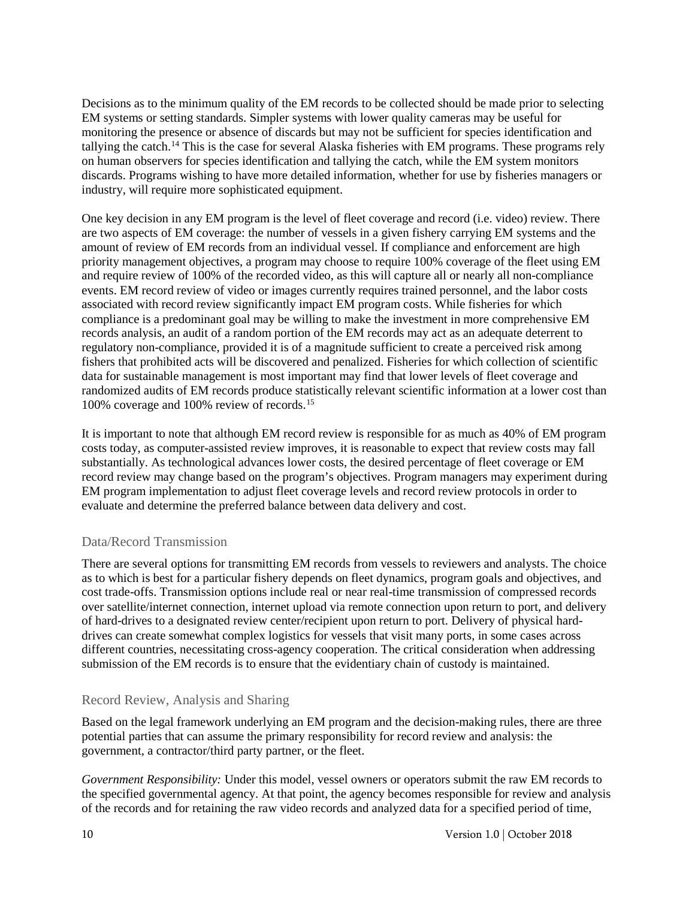Decisions as to the minimum quality of the EM records to be collected should be made prior to selecting EM systems or setting standards. Simpler systems with lower quality cameras may be useful for monitoring the presence or absence of discards but may not be sufficient for species identification and tallying the catch.[14] This is the case for several Alaska fisheries with EM programs. These programs rely on human observers for species identification and tallying the catch, while the EM system monitors discards. Programs wishing to have more detailed information, whether for use by fisheries managers or industry, will require more sophisticated equipment.

One key decision in any EM program is the level of fleet coverage and record (i.e. video) review. There are two aspects of EM coverage: the number of vessels in a given fishery carrying EM systems and the amount of review of EM records from an individual vessel. If compliance and enforcement are high priority management objectives, a program may choose to require 100% coverage of the fleet using EM and require review of 100% of the recorded video, as this will capture all or nearly all non-compliance events. EM record review of video or images currently requires trained personnel, and the labor costs associated with record review significantly impact EM program costs. While fisheries for which compliance is a predominant goal may be willing to make the investment in more comprehensive EM records analysis, an audit of a random portion of the EM records may act as an adequate deterrent to regulatory non-compliance, provided it is of a magnitude sufficient to create a perceived risk among fishers that prohibited acts will be discovered and penalized. Fisheries for which collection of scientific data for sustainable management is most important may find that lower levels of fleet coverage and randomized audits of EM records produce statistically relevant scientific information at a lower cost than 100% coverage and 100% review of records.[15]

It is important to note that although EM record review is responsible for as much as 40% of EM program costs today, as computer-assisted review improves, it is reasonable to expect that review costs may fall substantially. As technological advances lower costs, the desired percentage of fleet coverage or EM record review may change based on the program's objectives. Program managers may experiment during EM program implementation to adjust fleet coverage levels and record review protocols in order to evaluate and determine the preferred balance between data delivery and cost.

### Data/Record Transmission

There are several options for transmitting EM records from vessels to reviewers and analysts. The choice as to which is best for a particular fishery depends on fleet dynamics, program goals and objectives, and cost trade-offs. Transmission options include real or near real-time transmission of compressed records over satellite/internet connection, internet upload via remote connection upon return to port, and delivery of hard-drives to a designated review center/recipient upon return to port. Delivery of physical hard-drives can create somewhat complex logistics for vessels that visit many ports, in some cases across different countries, necessitating cross-agency cooperation. The critical consideration when addressing submission of the EM records is to ensure that the evidentiary chain of custody is maintained.

### Record Review, Analysis and Sharing

Based on the legal framework underlying an EM program and the decision-making rules, there are three potential parties that can assume the primary responsibility for record review and analysis: the government, a contractor/third party partner, or the fleet.

*Government Responsibility:* Under this model, vessel owners or operators submit the raw EM records to the specified governmental agency. At that point, the agency becomes responsible for review and analysis of the records and for retaining the raw video records and analyzed data for a specified period of time,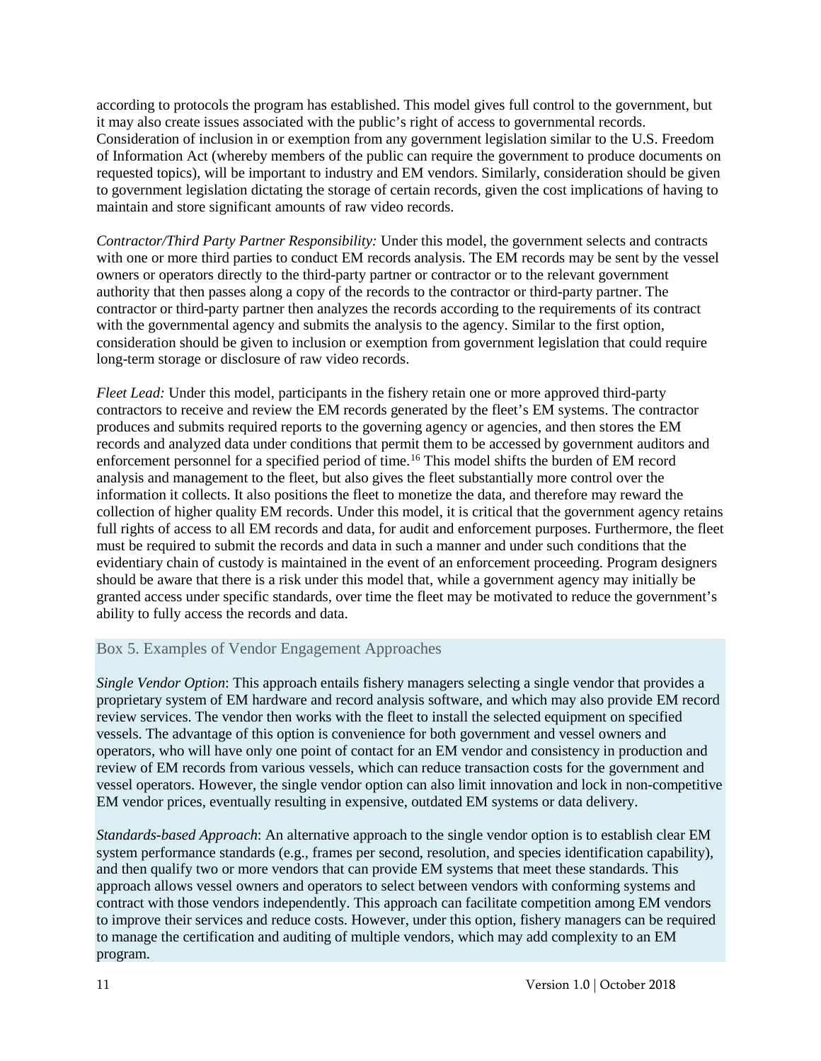according to protocols the program has established. This model gives full control to the government, but it may also create issues associated with the public's right of access to governmental records. Consideration of inclusion in or exemption from any government legislation similar to the U.S. Freedom of Information Act (whereby members of the public can require the government to produce documents on requested topics), will be important to industry and EM vendors. Similarly, consideration should be given to government legislation dictating the storage of certain records, given the cost implications of having to maintain and store significant amounts of raw video records.

*Contractor/Third Party Partner Responsibility:* Under this model, the government selects and contracts with one or more third parties to conduct EM records analysis. The EM records may be sent by the vessel owners or operators directly to the third-party partner or contractor or to the relevant government authority that then passes along a copy of the records to the contractor or third-party partner. The contractor or third-party partner then analyzes the records according to the requirements of its contract with the governmental agency and submits the analysis to the agency. Similar to the first option, consideration should be given to inclusion or exemption from government legislation that could require long-term storage or disclosure of raw video records.

*Fleet Lead:* Under this model, participants in the fishery retain one or more approved third-party contractors to receive and review the EM records generated by the fleet's EM systems. The contractor produces and submits required reports to the governing agency or agencies, and then stores the EM records and analyzed data under conditions that permit them to be accessed by government auditors and enforcement personnel for a specified period of time.[16] This model shifts the burden of EM record analysis and management to the fleet, but also gives the fleet substantially more control over the information it collects. It also positions the fleet to monetize the data, and therefore may reward the collection of higher quality EM records. Under this model, it is critical that the government agency retains full rights of access to all EM records and data, for audit and enforcement purposes. Furthermore, the fleet must be required to submit the records and data in such a manner and under such conditions that the evidentiary chain of custody is maintained in the event of an enforcement proceeding. Program designers should be aware that there is a risk under this model that, while a government agency may initially be granted access under specific standards, over time the fleet may be motivated to reduce the government's ability to fully access the records and data.

### Box 5. Examples of Vendor Engagement Approaches

*Single Vendor Option*: This approach entails fishery managers selecting a single vendor that provides a proprietary system of EM hardware and record analysis software, and which may also provide EM record review services. The vendor then works with the fleet to install the selected equipment on specified vessels. The advantage of this option is convenience for both government and vessel owners and operators, who will have only one point of contact for an EM vendor and consistency in production and review of EM records from various vessels, which can reduce transaction costs for the government and vessel operators. However, the single vendor option can also limit innovation and lock in non-competitive EM vendor prices, eventually resulting in expensive, outdated EM systems or data delivery.

*Standards-based Approach*: An alternative approach to the single vendor option is to establish clear EM system performance standards (e.g., frames per second, resolution, and species identification capability), and then qualify two or more vendors that can provide EM systems that meet these standards. This approach allows vessel owners and operators to select between vendors with conforming systems and contract with those vendors independently. This approach can facilitate competition among EM vendors to improve their services and reduce costs. However, under this option, fishery managers can be required to manage the certification and auditing of multiple vendors, which may add complexity to an EM program.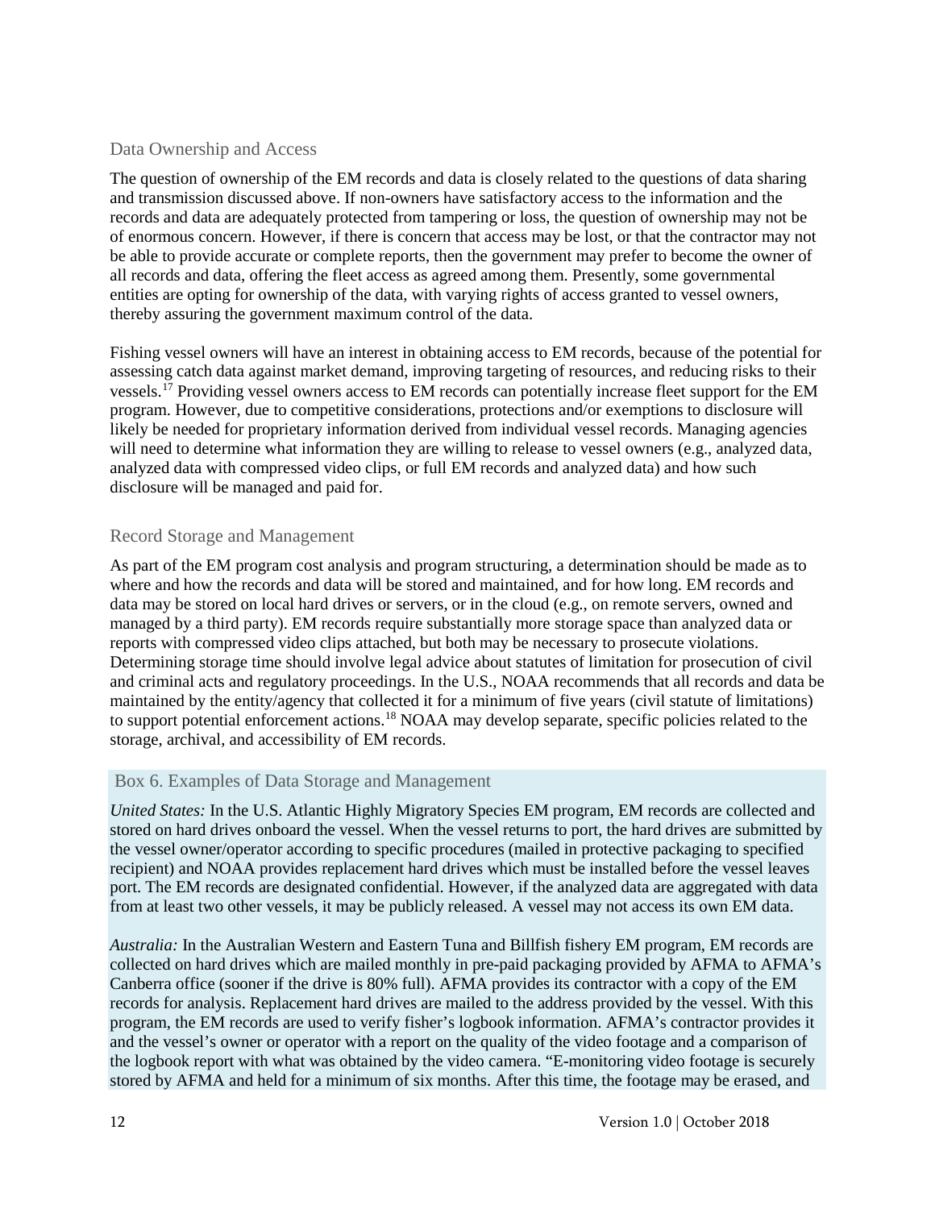### Data Ownership and Access

The question of ownership of the EM records and data is closely related to the questions of data sharing and transmission discussed above. If non-owners have satisfactory access to the information and the records and data are adequately protected from tampering or loss, the question of ownership may not be of enormous concern. However, if there is concern that access may be lost, or that the contractor may not be able to provide accurate or complete reports, then the government may prefer to become the owner of all records and data, offering the fleet access as agreed among them. Presently, some governmental entities are opting for ownership of the data, with varying rights of access granted to vessel owners, thereby assuring the government maximum control of the data.

Fishing vessel owners will have an interest in obtaining access to EM records, because of the potential for assessing catch data against market demand, improving targeting of resources, and reducing risks to their vessels.[17] Providing vessel owners access to EM records can potentially increase fleet support for the EM program. However, due to competitive considerations, protections and/or exemptions to disclosure will likely be needed for proprietary information derived from individual vessel records. Managing agencies will need to determine what information they are willing to release to vessel owners (e.g., analyzed data, analyzed data with compressed video clips, or full EM records and analyzed data) and how such disclosure will be managed and paid for.

### Record Storage and Management

As part of the EM program cost analysis and program structuring, a determination should be made as to where and how the records and data will be stored and maintained, and for how long. EM records and data may be stored on local hard drives or servers, or in the cloud (e.g., on remote servers, owned and managed by a third party). EM records require substantially more storage space than analyzed data or reports with compressed video clips attached, but both may be necessary to prosecute violations. Determining storage time should involve legal advice about statutes of limitation for prosecution of civil and criminal acts and regulatory proceedings. In the U.S., NOAA recommends that all records and data be maintained by the entity/agency that collected it for a minimum of five years (civil statute of limitations) to support potential enforcement actions.[18] NOAA may develop separate, specific policies related to the storage, archival, and accessibility of EM records.

#### Box 6. Examples of Data Storage and Management

*United States:* In the U.S. Atlantic Highly Migratory Species EM program, EM records are collected and stored on hard drives onboard the vessel. When the vessel returns to port, the hard drives are submitted by the vessel owner/operator according to specific procedures (mailed in protective packaging to specified recipient) and NOAA provides replacement hard drives which must be installed before the vessel leaves port. The EM records are designated confidential. However, if the analyzed data are aggregated with data from at least two other vessels, it may be publicly released. A vessel may not access its own EM data.

*Australia:* In the Australian Western and Eastern Tuna and Billfish fishery EM program, EM records are collected on hard drives which are mailed monthly in pre-paid packaging provided by AFMA to AFMA's Canberra office (sooner if the drive is 80% full). AFMA provides its contractor with a copy of the EM records for analysis. Replacement hard drives are mailed to the address provided by the vessel. With this program, the EM records are used to verify fisher's logbook information. AFMA's contractor provides it and the vessel's owner or operator with a report on the quality of the video footage and a comparison of the logbook report with what was obtained by the video camera. "E-monitoring video footage is securely stored by AFMA and held for a minimum of six months. After this time, the footage may be erased, and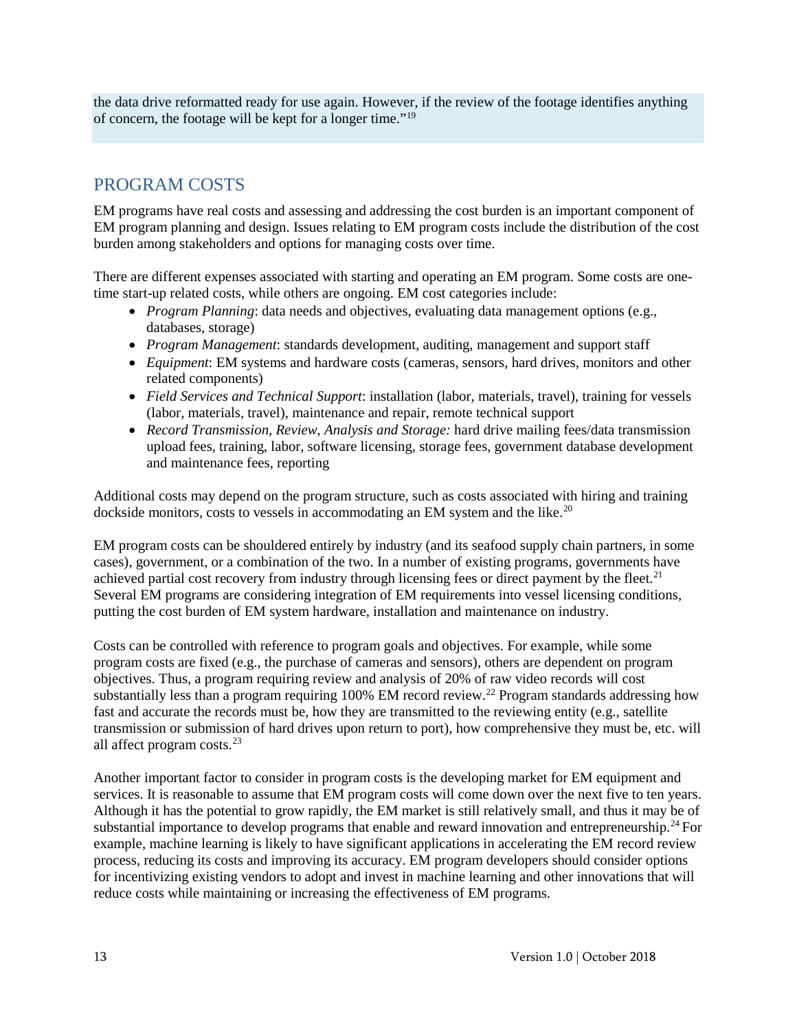the data drive reformatted ready for use again. However, if the review of the footage identifies anything of concern, the footage will be kept for a longer time."[19]

## PROGRAM COSTS

EM programs have real costs and assessing and addressing the cost burden is an important component of EM program planning and design. Issues relating to EM program costs include the distribution of the cost burden among stakeholders and options for managing costs over time.

There are different expenses associated with starting and operating an EM program. Some costs are one-time start-up related costs, while others are ongoing. EM cost categories include:

- *Program Planning*: data needs and objectives, evaluating data management options (e.g., databases, storage)
- *Program Management*: standards development, auditing, management and support staff
- *Equipment*: EM systems and hardware costs (cameras, sensors, hard drives, monitors and other related components)
- *Field Services and Technical Support*: installation (labor, materials, travel), training for vessels (labor, materials, travel), maintenance and repair, remote technical support
- *Record Transmission, Review, Analysis and Storage:* hard drive mailing fees/data transmission upload fees, training, labor, software licensing, storage fees, government database development and maintenance fees, reporting

Additional costs may depend on the program structure, such as costs associated with hiring and training dockside monitors, costs to vessels in accommodating an EM system and the like.[20]

EM program costs can be shouldered entirely by industry (and its seafood supply chain partners, in some cases), government, or a combination of the two. In a number of existing programs, governments have achieved partial cost recovery from industry through licensing fees or direct payment by the fleet.[21] Several EM programs are considering integration of EM requirements into vessel licensing conditions, putting the cost burden of EM system hardware, installation and maintenance on industry.

Costs can be controlled with reference to program goals and objectives. For example, while some program costs are fixed (e.g., the purchase of cameras and sensors), others are dependent on program objectives. Thus, a program requiring review and analysis of 20% of raw video records will cost substantially less than a program requiring 100% EM record review.[22] Program standards addressing how fast and accurate the records must be, how they are transmitted to the reviewing entity (e.g., satellite transmission or submission of hard drives upon return to port), how comprehensive they must be, etc. will all affect program costs.[23]

Another important factor to consider in program costs is the developing market for EM equipment and services. It is reasonable to assume that EM program costs will come down over the next five to ten years. Although it has the potential to grow rapidly, the EM market is still relatively small, and thus it may be of substantial importance to develop programs that enable and reward innovation and entrepreneurship.[24] For example, machine learning is likely to have significant applications in accelerating the EM record review process, reducing its costs and improving its accuracy. EM program developers should consider options for incentivizing existing vendors to adopt and invest in machine learning and other innovations that will reduce costs while maintaining or increasing the effectiveness of EM programs.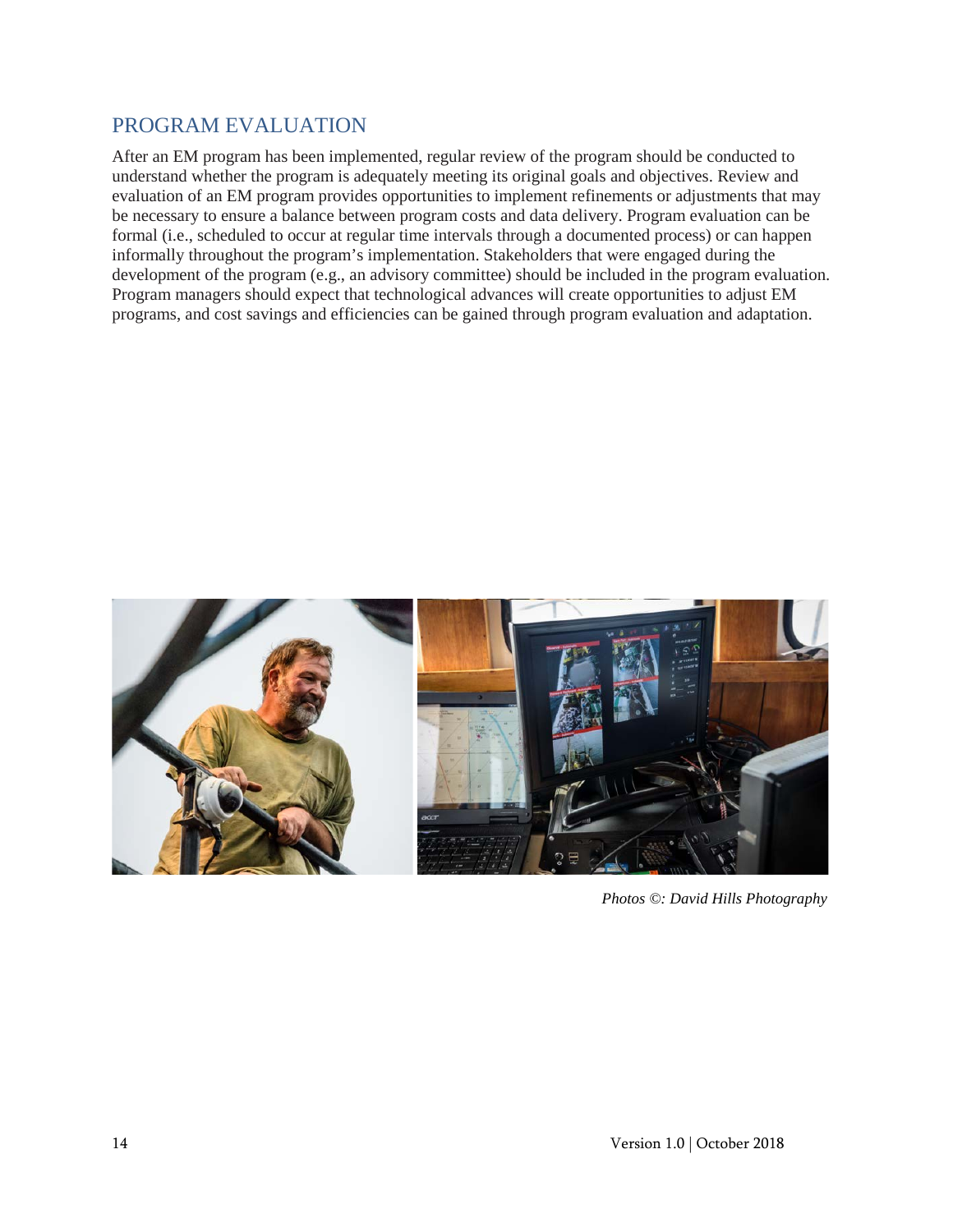## PROGRAM EVALUATION

After an EM program has been implemented, regular review of the program should be conducted to understand whether the program is adequately meeting its original goals and objectives. Review and evaluation of an EM program provides opportunities to implement refinements or adjustments that may be necessary to ensure a balance between program costs and data delivery. Program evaluation can be formal (i.e., scheduled to occur at regular time intervals through a documented process) or can happen informally throughout the program's implementation. Stakeholders that were engaged during the development of the program (e.g., an advisory committee) should be included in the program evaluation. Program managers should expect that technological advances will create opportunities to adjust EM programs, and cost savings and efficiencies can be gained through program evaluation and adaptation.

*Photos ©: David Hills Photography*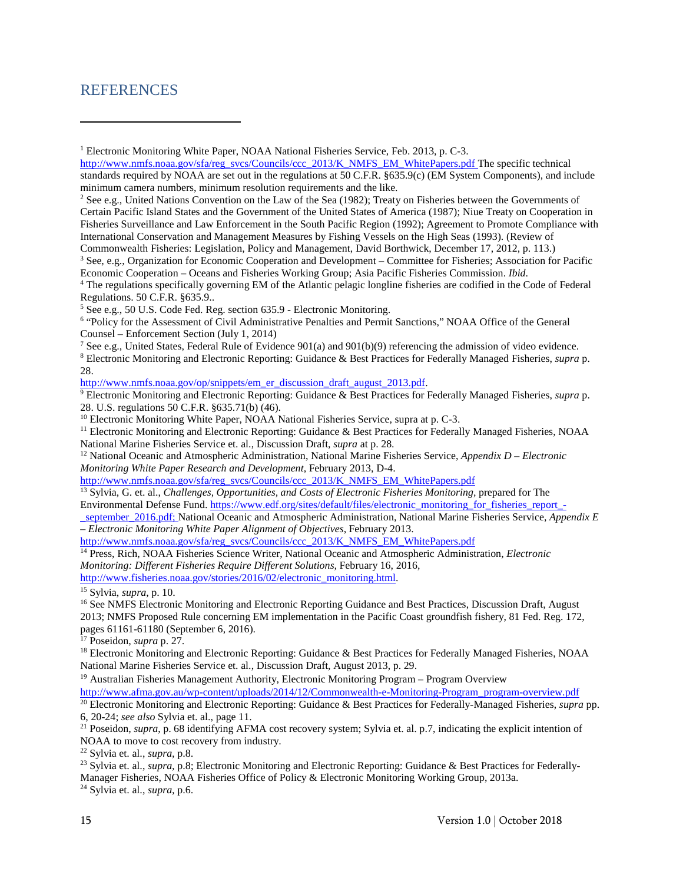## REFERENCES

[1] Electronic Monitoring White Paper, NOAA National Fisheries Service, Feb. 2013, p. C-3. http://www.nmfs.noaa.gov/sfa/reg_svcs/Councils/ccc_2013/K_NMFS_EM_WhitePapers.pdf The specific technical standards required by NOAA are set out in the regulations at 50 C.F.R. §635.9(c) (EM System Components), and include minimum camera numbers, minimum resolution requirements and the like.

[2] See e.g., United Nations Convention on the Law of the Sea (1982); Treaty on Fisheries between the Governments of Certain Pacific Island States and the Government of the United States of America (1987); Niue Treaty on Cooperation in Fisheries Surveillance and Law Enforcement in the South Pacific Region (1992); Agreement to Promote Compliance with International Conservation and Management Measures by Fishing Vessels on the High Seas (1993). (Review of Commonwealth Fisheries: Legislation, Policy and Management, David Borthwick, December 17, 2012, p. 113.)

[3] See, e.g., Organization for Economic Cooperation and Development – Committee for Fisheries; Association for Pacific Economic Cooperation – Oceans and Fisheries Working Group; Asia Pacific Fisheries Commission. *Ibid*.

[4] The regulations specifically governing EM of the Atlantic pelagic longline fisheries are codified in the Code of Federal Regulations. 50 C.F.R. §635.9..

[5] See e.g., 50 U.S. Code Fed. Reg. section 635.9 - Electronic Monitoring.

[6] "Policy for the Assessment of Civil Administrative Penalties and Permit Sanctions," NOAA Office of the General Counsel – Enforcement Section (July 1, 2014)

[7] See e.g., United States, Federal Rule of Evidence 901(a) and 901(b)(9) referencing the admission of video evidence.

[8] Electronic Monitoring and Electronic Reporting: Guidance & Best Practices for Federally Managed Fisheries, *supra* p. 28.
http://www.nmfs.noaa.gov/op/snippets/em_er_discussion_draft_august_2013.pdf.

[9] Electronic Monitoring and Electronic Reporting: Guidance & Best Practices for Federally Managed Fisheries, *supra* p. 28. U.S. regulations 50 C.F.R. §635.71(b) (46).

[10] Electronic Monitoring White Paper, NOAA National Fisheries Service, supra at p. C-3.

[11] Electronic Monitoring and Electronic Reporting: Guidance & Best Practices for Federally Managed Fisheries, NOAA National Marine Fisheries Service et. al., Discussion Draft, *supra* at p. 28.

[12] National Oceanic and Atmospheric Administration, National Marine Fisheries Service, *Appendix D – Electronic Monitoring White Paper Research and Development*, February 2013, D-4.
http://www.nmfs.noaa.gov/sfa/reg_svcs/Councils/ccc_2013/K_NMFS_EM_WhitePapers.pdf

[13] Sylvia, G. et. al., *Challenges, Opportunities, and Costs of Electronic Fisheries Monitoring*, prepared for The Environmental Defense Fund. https://www.edf.org/sites/default/files/electronic_monitoring_for_fisheries_report_-_september_2016.pdf; National Oceanic and Atmospheric Administration, National Marine Fisheries Service, *Appendix E – Electronic Monitoring White Paper Alignment of Objectives*, February 2013.
http://www.nmfs.noaa.gov/sfa/reg_svcs/Councils/ccc_2013/K_NMFS_EM_WhitePapers.pdf

[14] Press, Rich, NOAA Fisheries Science Writer, National Oceanic and Atmospheric Administration, *Electronic Monitoring: Different Fisheries Require Different Solutions*, February 16, 2016,
http://www.fisheries.noaa.gov/stories/2016/02/electronic_monitoring.html.

[15] Sylvia, *supra*, p. 10.

[16] See NMFS Electronic Monitoring and Electronic Reporting Guidance and Best Practices, Discussion Draft, August 2013; NMFS Proposed Rule concerning EM implementation in the Pacific Coast groundfish fishery, 81 Fed. Reg. 172, pages 61161-61180 (September 6, 2016).

[17] Poseidon, *supra* p. 27.

[18] Electronic Monitoring and Electronic Reporting: Guidance & Best Practices for Federally Managed Fisheries, NOAA National Marine Fisheries Service et. al., Discussion Draft, August 2013, p. 29.

[19] Australian Fisheries Management Authority, Electronic Monitoring Program – Program Overview
http://www.afma.gov.au/wp-content/uploads/2014/12/Commonwealth-e-Monitoring-Program_program-overview.pdf

[20] Electronic Monitoring and Electronic Reporting: Guidance & Best Practices for Federally-Managed Fisheries, *supra* pp. 6, 20-24; *see also* Sylvia et. al., page 11.

[21] Poseidon, *supra*, p. 68 identifying AFMA cost recovery system; Sylvia et. al. p.7, indicating the explicit intention of NOAA to move to cost recovery from industry.

[22] Sylvia et. al., *supra*, p.8.

[23] Sylvia et. al., *supra*, p.8; Electronic Monitoring and Electronic Reporting: Guidance & Best Practices for Federally-Manager Fisheries, NOAA Fisheries Office of Policy & Electronic Monitoring Working Group, 2013a.

[24] Sylvia et. al., *supra*, p.6.